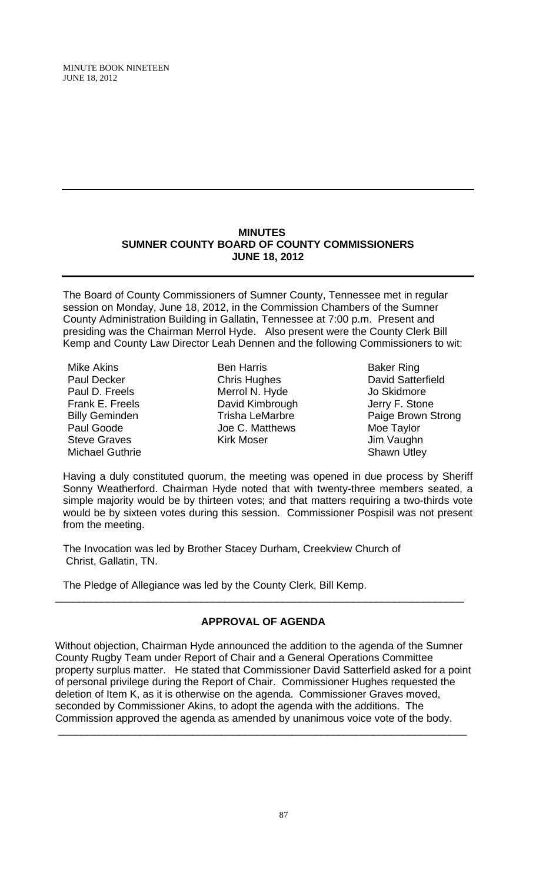# MINUTES
## SUMNER COUNTY BOARD OF COUNTY COMMISSIONERS
## JUNE 18, 2012

The Board of County Commissioners of Sumner County, Tennessee met in regular session on Monday, June 18, 2012, in the Commission Chambers of the Sumner County Administration Building in Gallatin, Tennessee at 7:00 p.m. Present and presiding was the Chairman Merrol Hyde. Also present were the County Clerk Bill Kemp and County Law Director Leah Dennen and the following Commissioners to wit:

| | | |
|---|---|---|
| Mike Akins | Ben Harris | Baker Ring |
| Paul Decker | Chris Hughes | David Satterfield |
| Paul D. Freels | Merrol N. Hyde | Jo Skidmore |
| Frank E. Freels | David Kimbrough | Jerry F. Stone |
| Billy Geminden | Trisha LeMarbre | Paige Brown Strong |
| Paul Goode | Joe C. Matthews | Moe Taylor |
| Steve Graves | Kirk Moser | Jim Vaughn |
| Michael Guthrie | | Shawn Utley |

Having a duly constituted quorum, the meeting was opened in due process by Sheriff Sonny Weatherford. Chairman Hyde noted that with twenty-three members seated, a simple majority would be by thirteen votes; and that matters requiring a two-thirds vote would be by sixteen votes during this session. Commissioner Pospisil was not present from the meeting.

The Invocation was led by Brother Stacey Durham, Creekview Church of Christ, Gallatin, TN.

The Pledge of Allegiance was led by the County Clerk, Bill Kemp.

---

## APPROVAL OF AGENDA

Without objection, Chairman Hyde announced the addition to the agenda of the Sumner County Rugby Team under Report of Chair and a General Operations Committee property surplus matter. He stated that Commissioner David Satterfield asked for a point of personal privilege during the Report of Chair. Commissioner Hughes requested the deletion of Item K, as it is otherwise on the agenda. Commissioner Graves moved, seconded by Commissioner Akins, to adopt the agenda with the additions. The Commission approved the agenda as amended by unanimous voice vote of the body.

---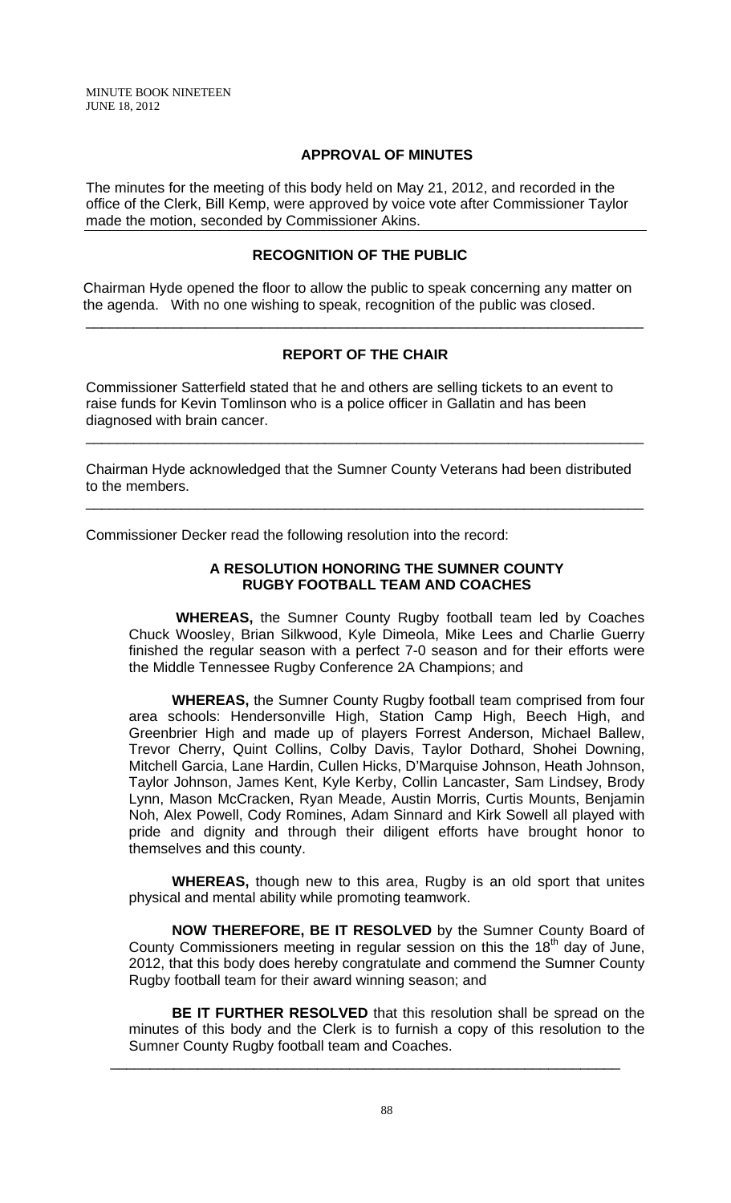## APPROVAL OF MINUTES

The minutes for the meeting of this body held on May 21, 2012, and recorded in the office of the Clerk, Bill Kemp, were approved by voice vote after Commissioner Taylor made the motion, seconded by Commissioner Akins.

---

## RECOGNITION OF THE PUBLIC

Chairman Hyde opened the floor to allow the public to speak concerning any matter on the agenda. With no one wishing to speak, recognition of the public was closed.

---

## REPORT OF THE CHAIR

Commissioner Satterfield stated that he and others are selling tickets to an event to raise funds for Kevin Tomlinson who is a police officer in Gallatin and has been diagnosed with brain cancer.

---

Chairman Hyde acknowledged that the Sumner County Veterans had been distributed to the members.

---

Commissioner Decker read the following resolution into the record:

### A RESOLUTION HONORING THE SUMNER COUNTY RUGBY FOOTBALL TEAM AND COACHES

**WHEREAS,** the Sumner County Rugby football team led by Coaches Chuck Woosley, Brian Silkwood, Kyle Dimeola, Mike Lees and Charlie Guerry finished the regular season with a perfect 7-0 season and for their efforts were the Middle Tennessee Rugby Conference 2A Champions; and

**WHEREAS,** the Sumner County Rugby football team comprised from four area schools: Hendersonville High, Station Camp High, Beech High, and Greenbrier High and made up of players Forrest Anderson, Michael Ballew, Trevor Cherry, Quint Collins, Colby Davis, Taylor Dothard, Shohei Downing, Mitchell Garcia, Lane Hardin, Cullen Hicks, D'Marquise Johnson, Heath Johnson, Taylor Johnson, James Kent, Kyle Kerby, Collin Lancaster, Sam Lindsey, Brody Lynn, Mason McCracken, Ryan Meade, Austin Morris, Curtis Mounts, Benjamin Noh, Alex Powell, Cody Romines, Adam Sinnard and Kirk Sowell all played with pride and dignity and through their diligent efforts have brought honor to themselves and this county.

**WHEREAS,** though new to this area, Rugby is an old sport that unites physical and mental ability while promoting teamwork.

**NOW THEREFORE, BE IT RESOLVED** by the Sumner County Board of County Commissioners meeting in regular session on this the 18th day of June, 2012, that this body does hereby congratulate and commend the Sumner County Rugby football team for their award winning season; and

**BE IT FURTHER RESOLVED** that this resolution shall be spread on the minutes of this body and the Clerk is to furnish a copy of this resolution to the Sumner County Rugby football team and Coaches.

---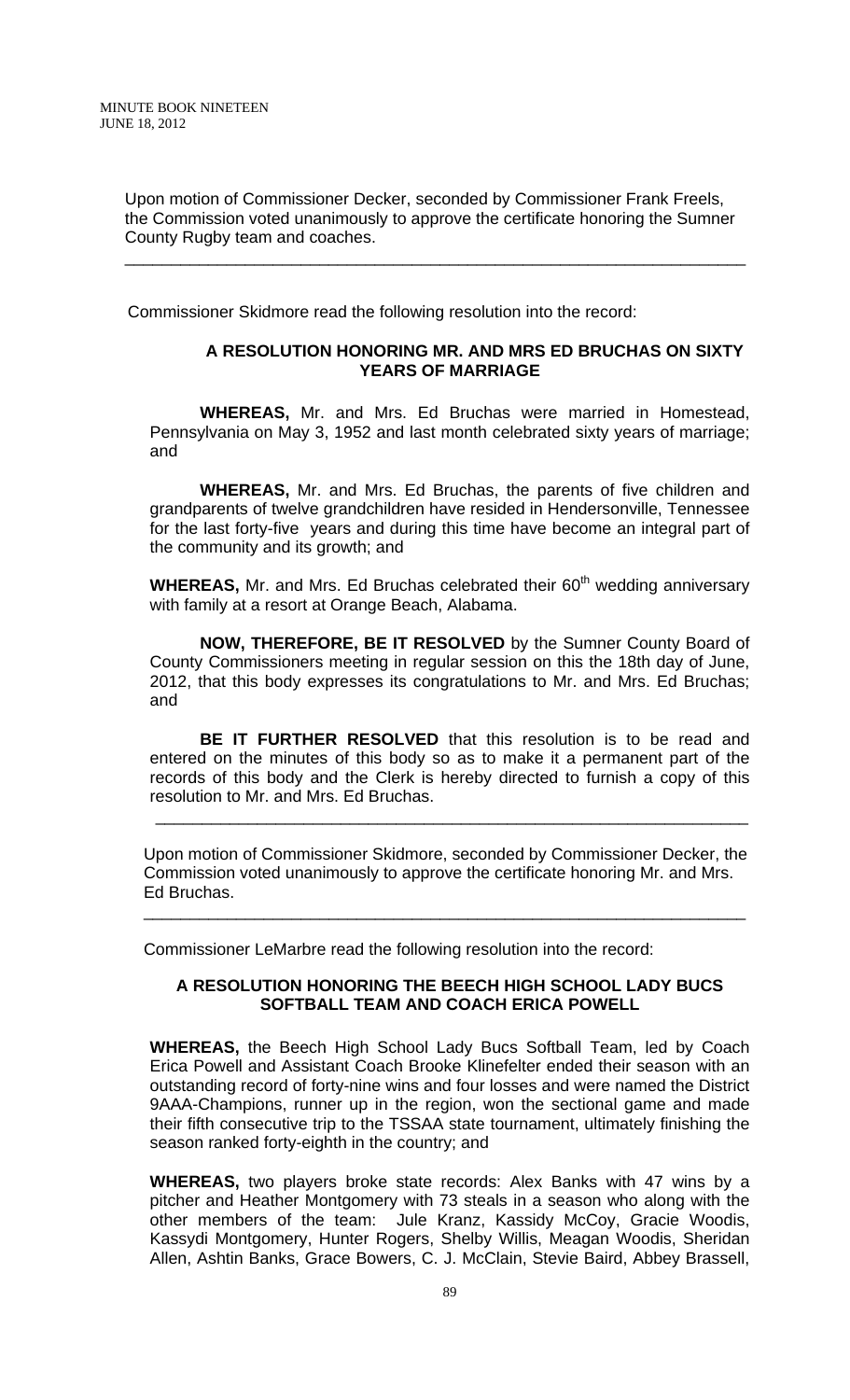Upon motion of Commissioner Decker, seconded by Commissioner Frank Freels, the Commission voted unanimously to approve the certificate honoring the Sumner County Rugby team and coaches.

---

Commissioner Skidmore read the following resolution into the record:

**A RESOLUTION HONORING MR. AND MRS ED BRUCHAS ON SIXTY YEARS OF MARRIAGE**

**WHEREAS,** Mr. and Mrs. Ed Bruchas were married in Homestead, Pennsylvania on May 3, 1952 and last month celebrated sixty years of marriage; and

**WHEREAS,** Mr. and Mrs. Ed Bruchas, the parents of five children and grandparents of twelve grandchildren have resided in Hendersonville, Tennessee for the last forty-five years and during this time have become an integral part of the community and its growth; and

**WHEREAS,** Mr. and Mrs. Ed Bruchas celebrated their 60th wedding anniversary with family at a resort at Orange Beach, Alabama.

**NOW, THEREFORE, BE IT RESOLVED** by the Sumner County Board of County Commissioners meeting in regular session on this the 18th day of June, 2012, that this body expresses its congratulations to Mr. and Mrs. Ed Bruchas; and

**BE IT FURTHER RESOLVED** that this resolution is to be read and entered on the minutes of this body so as to make it a permanent part of the records of this body and the Clerk is hereby directed to furnish a copy of this resolution to Mr. and Mrs. Ed Bruchas.

---

Upon motion of Commissioner Skidmore, seconded by Commissioner Decker, the Commission voted unanimously to approve the certificate honoring Mr. and Mrs. Ed Bruchas.

---

Commissioner LeMarbre read the following resolution into the record:

**A RESOLUTION HONORING THE BEECH HIGH SCHOOL LADY BUCS SOFTBALL TEAM AND COACH ERICA POWELL**

**WHEREAS,** the Beech High School Lady Bucs Softball Team, led by Coach Erica Powell and Assistant Coach Brooke Klinefelter ended their season with an outstanding record of forty-nine wins and four losses and were named the District 9AAA-Champions, runner up in the region, won the sectional game and made their fifth consecutive trip to the TSSAA state tournament, ultimately finishing the season ranked forty-eighth in the country; and

**WHEREAS,** two players broke state records: Alex Banks with 47 wins by a pitcher and Heather Montgomery with 73 steals in a season who along with the other members of the team: Jule Kranz, Kassidy McCoy, Gracie Woodis, Kassydi Montgomery, Hunter Rogers, Shelby Willis, Meagan Woodis, Sheridan Allen, Ashtin Banks, Grace Bowers, C. J. McClain, Stevie Baird, Abbey Brassell,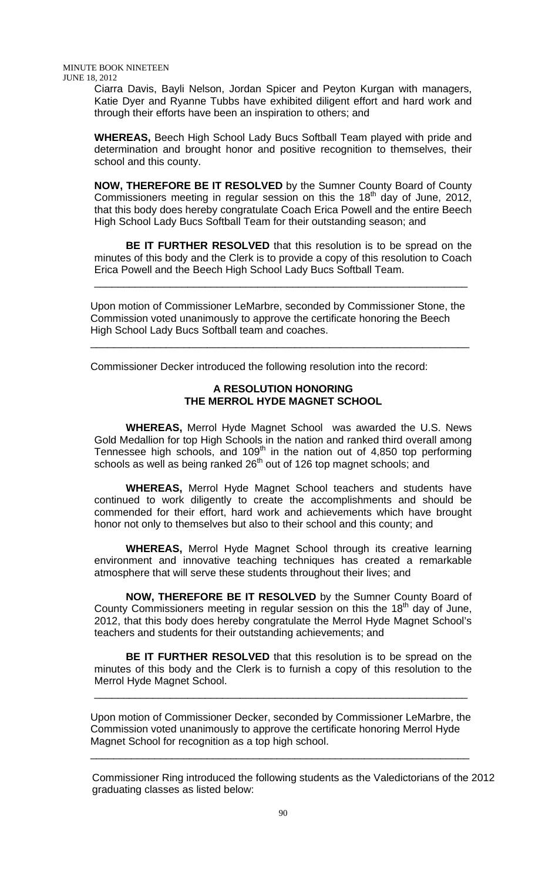Ciarra Davis, Bayli Nelson, Jordan Spicer and Peyton Kurgan with managers, Katie Dyer and Ryanne Tubbs have exhibited diligent effort and hard work and through their efforts have been an inspiration to others; and

**WHEREAS,** Beech High School Lady Bucs Softball Team played with pride and determination and brought honor and positive recognition to themselves, their school and this county.

**NOW, THEREFORE BE IT RESOLVED** by the Sumner County Board of County Commissioners meeting in regular session on this the 18th day of June, 2012, that this body does hereby congratulate Coach Erica Powell and the entire Beech High School Lady Bucs Softball Team for their outstanding season; and

**BE IT FURTHER RESOLVED** that this resolution is to be spread on the minutes of this body and the Clerk is to provide a copy of this resolution to Coach Erica Powell and the Beech High School Lady Bucs Softball Team.

---

Upon motion of Commissioner LeMarbre, seconded by Commissioner Stone, the Commission voted unanimously to approve the certificate honoring the Beech High School Lady Bucs Softball team and coaches.

---

Commissioner Decker introduced the following resolution into the record:

**A RESOLUTION HONORING THE MERROL HYDE MAGNET SCHOOL**

**WHEREAS,** Merrol Hyde Magnet School was awarded the U.S. News Gold Medallion for top High Schools in the nation and ranked third overall among Tennessee high schools, and 109th in the nation out of 4,850 top performing schools as well as being ranked 26th out of 126 top magnet schools; and

**WHEREAS,** Merrol Hyde Magnet School teachers and students have continued to work diligently to create the accomplishments and should be commended for their effort, hard work and achievements which have brought honor not only to themselves but also to their school and this county; and

**WHEREAS,** Merrol Hyde Magnet School through its creative learning environment and innovative teaching techniques has created a remarkable atmosphere that will serve these students throughout their lives; and

**NOW, THEREFORE BE IT RESOLVED** by the Sumner County Board of County Commissioners meeting in regular session on this the 18th day of June, 2012, that this body does hereby congratulate the Merrol Hyde Magnet School's teachers and students for their outstanding achievements; and

**BE IT FURTHER RESOLVED** that this resolution is to be spread on the minutes of this body and the Clerk is to furnish a copy of this resolution to the Merrol Hyde Magnet School.

---

Upon motion of Commissioner Decker, seconded by Commissioner LeMarbre, the Commission voted unanimously to approve the certificate honoring Merrol Hyde Magnet School for recognition as a top high school.

---

Commissioner Ring introduced the following students as the Valedictorians of the 2012 graduating classes as listed below: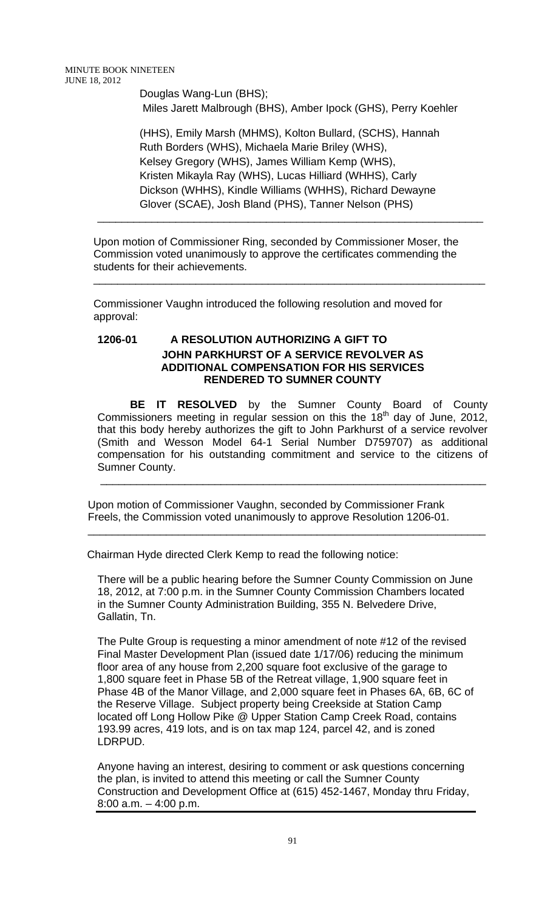Douglas Wang-Lun (BHS);
Miles Jarett Malbrough (BHS), Amber Ipock (GHS), Perry Koehler

(HHS), Emily Marsh (MHMS), Kolton Bullard, (SCHS), Hannah Ruth Borders (WHS), Michaela Marie Briley (WHS), Kelsey Gregory (WHS), James William Kemp (WHS), Kristen Mikayla Ray (WHS), Lucas Hilliard (WHHS), Carly Dickson (WHHS), Kindle Williams (WHHS), Richard Dewayne Glover (SCAE), Josh Bland (PHS), Tanner Nelson (PHS)

---

Upon motion of Commissioner Ring, seconded by Commissioner Moser, the Commission voted unanimously to approve the certificates commending the students for their achievements.

---

Commissioner Vaughn introduced the following resolution and moved for approval:

**1206-01 A RESOLUTION AUTHORIZING A GIFT TO JOHN PARKHURST OF A SERVICE REVOLVER AS ADDITIONAL COMPENSATION FOR HIS SERVICES RENDERED TO SUMNER COUNTY**

**BE IT RESOLVED** by the Sumner County Board of County Commissioners meeting in regular session on this the 18th day of June, 2012, that this body hereby authorizes the gift to John Parkhurst of a service revolver (Smith and Wesson Model 64-1 Serial Number D759707) as additional compensation for his outstanding commitment and service to the citizens of Sumner County.

---

Upon motion of Commissioner Vaughn, seconded by Commissioner Frank Freels, the Commission voted unanimously to approve Resolution 1206-01.

---

Chairman Hyde directed Clerk Kemp to read the following notice:

There will be a public hearing before the Sumner County Commission on June 18, 2012, at 7:00 p.m. in the Sumner County Commission Chambers located in the Sumner County Administration Building, 355 N. Belvedere Drive, Gallatin, Tn.

The Pulte Group is requesting a minor amendment of note #12 of the revised Final Master Development Plan (issued date 1/17/06) reducing the minimum floor area of any house from 2,200 square foot exclusive of the garage to 1,800 square feet in Phase 5B of the Retreat village, 1,900 square feet in Phase 4B of the Manor Village, and 2,000 square feet in Phases 6A, 6B, 6C of the Reserve Village. Subject property being Creekside at Station Camp located off Long Hollow Pike @ Upper Station Camp Creek Road, contains 193.99 acres, 419 lots, and is on tax map 124, parcel 42, and is zoned LDRPUD.

Anyone having an interest, desiring to comment or ask questions concerning the plan, is invited to attend this meeting or call the Sumner County Construction and Development Office at (615) 452-1467, Monday thru Friday, 8:00 a.m. – 4:00 p.m.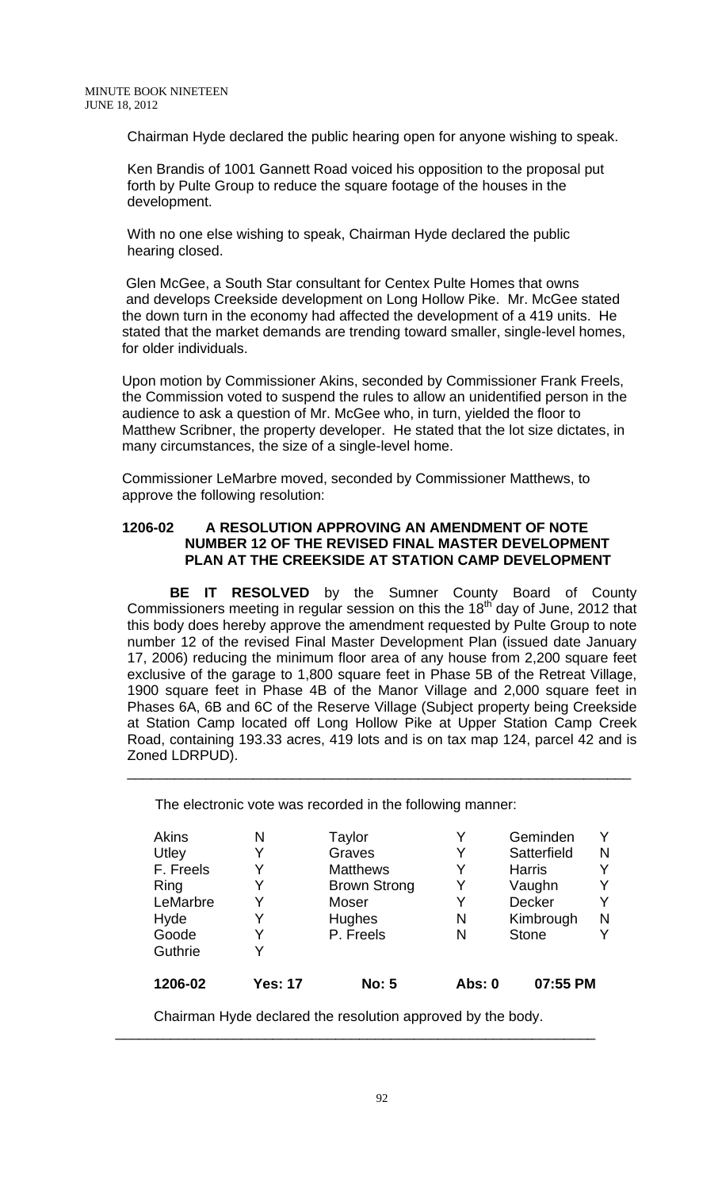Chairman Hyde declared the public hearing open for anyone wishing to speak.

Ken Brandis of 1001 Gannett Road voiced his opposition to the proposal put forth by Pulte Group to reduce the square footage of the houses in the development.

With no one else wishing to speak, Chairman Hyde declared the public hearing closed.

Glen McGee, a South Star consultant for Centex Pulte Homes that owns and develops Creekside development on Long Hollow Pike. Mr. McGee stated the down turn in the economy had affected the development of a 419 units. He stated that the market demands are trending toward smaller, single-level homes, for older individuals.

Upon motion by Commissioner Akins, seconded by Commissioner Frank Freels, the Commission voted to suspend the rules to allow an unidentified person in the audience to ask a question of Mr. McGee who, in turn, yielded the floor to Matthew Scribner, the property developer. He stated that the lot size dictates, in many circumstances, the size of a single-level home.

Commissioner LeMarbre moved, seconded by Commissioner Matthews, to approve the following resolution:

**1206-02 A RESOLUTION APPROVING AN AMENDMENT OF NOTE NUMBER 12 OF THE REVISED FINAL MASTER DEVELOPMENT PLAN AT THE CREEKSIDE AT STATION CAMP DEVELOPMENT**

**BE IT RESOLVED** by the Sumner County Board of County Commissioners meeting in regular session on this the 18th day of June, 2012 that this body does hereby approve the amendment requested by Pulte Group to note number 12 of the revised Final Master Development Plan (issued date January 17, 2006) reducing the minimum floor area of any house from 2,200 square feet exclusive of the garage to 1,800 square feet in Phase 5B of the Retreat Village, 1900 square feet in Phase 4B of the Manor Village and 2,000 square feet in Phases 6A, 6B and 6C of the Reserve Village (Subject property being Creekside at Station Camp located off Long Hollow Pike at Upper Station Camp Creek Road, containing 193.33 acres, 419 lots and is on tax map 124, parcel 42 and is Zoned LDRPUD).

---

The electronic vote was recorded in the following manner:

| | | | | | |
|---|---|---|---|---|---|
| Akins | N | Taylor | Y | Geminden | Y |
| Utley | Y | Graves | Y | Satterfield | N |
| F. Freels | Y | Matthews | Y | Harris | Y |
| Ring | Y | Brown Strong | Y | Vaughn | Y |
| LeMarbre | Y | Moser | Y | Decker | Y |
| Hyde | Y | Hughes | N | Kimbrough | N |
| Goode | Y | P. Freels | N | Stone | Y |
| Guthrie | Y | | | | |
| **1206-02** | **Yes: 17** | **No: 5** | **Abs: 0** | **07:55 PM** | |

Chairman Hyde declared the resolution approved by the body.

---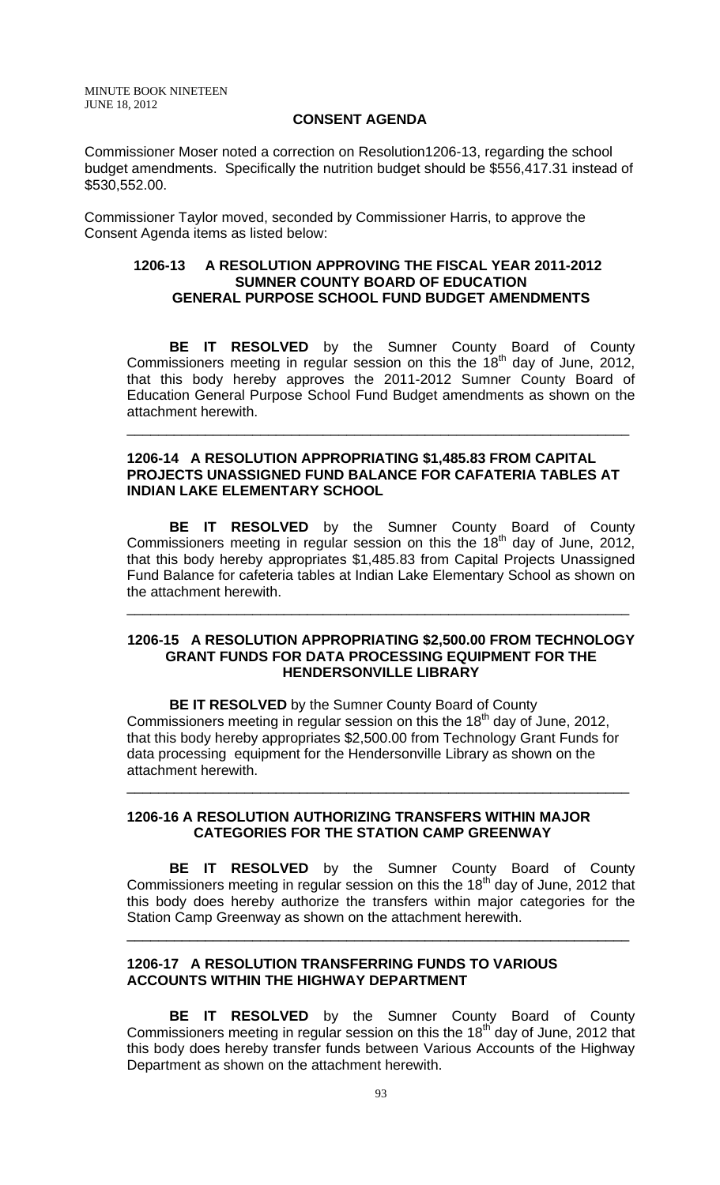## CONSENT AGENDA

Commissioner Moser noted a correction on Resolution1206-13, regarding the school budget amendments. Specifically the nutrition budget should be $556,417.31 instead of $530,552.00.

Commissioner Taylor moved, seconded by Commissioner Harris, to approve the Consent Agenda items as listed below:

### 1206-13 A RESOLUTION APPROVING THE FISCAL YEAR 2011-2012 SUMNER COUNTY BOARD OF EDUCATION GENERAL PURPOSE SCHOOL FUND BUDGET AMENDMENTS

**BE IT RESOLVED** by the Sumner County Board of County Commissioners meeting in regular session on this the 18th day of June, 2012, that this body hereby approves the 2011-2012 Sumner County Board of Education General Purpose School Fund Budget amendments as shown on the attachment herewith.

---

### 1206-14 A RESOLUTION APPROPRIATING $1,485.83 FROM CAPITAL PROJECTS UNASSIGNED FUND BALANCE FOR CAFATERIA TABLES AT INDIAN LAKE ELEMENTARY SCHOOL

**BE IT RESOLVED** by the Sumner County Board of County Commissioners meeting in regular session on this the 18th day of June, 2012, that this body hereby appropriates $1,485.83 from Capital Projects Unassigned Fund Balance for cafeteria tables at Indian Lake Elementary School as shown on the attachment herewith.

---

### 1206-15 A RESOLUTION APPROPRIATING $2,500.00 FROM TECHNOLOGY GRANT FUNDS FOR DATA PROCESSING EQUIPMENT FOR THE HENDERSONVILLE LIBRARY

**BE IT RESOLVED** by the Sumner County Board of County Commissioners meeting in regular session on this the 18th day of June, 2012, that this body hereby appropriates $2,500.00 from Technology Grant Funds for data processing equipment for the Hendersonville Library as shown on the attachment herewith.

---

### 1206-16 A RESOLUTION AUTHORIZING TRANSFERS WITHIN MAJOR CATEGORIES FOR THE STATION CAMP GREENWAY

**BE IT RESOLVED** by the Sumner County Board of County Commissioners meeting in regular session on this the 18th day of June, 2012 that this body does hereby authorize the transfers within major categories for the Station Camp Greenway as shown on the attachment herewith.

---

### 1206-17 A RESOLUTION TRANSFERRING FUNDS TO VARIOUS ACCOUNTS WITHIN THE HIGHWAY DEPARTMENT

**BE IT RESOLVED** by the Sumner County Board of County Commissioners meeting in regular session on this the 18th day of June, 2012 that this body does hereby transfer funds between Various Accounts of the Highway Department as shown on the attachment herewith.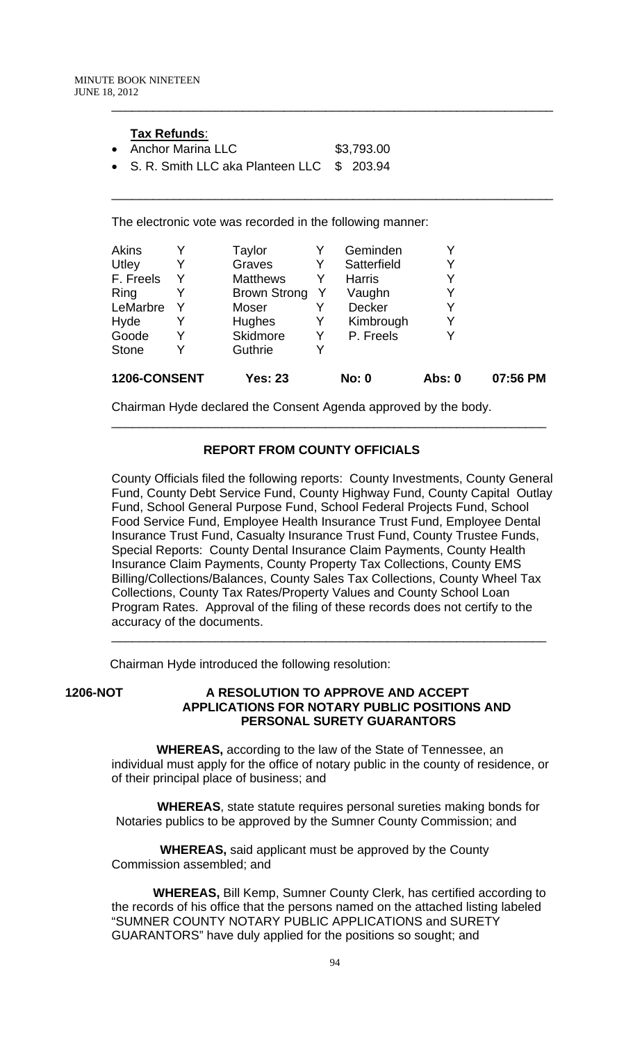**Tax Refunds**:

- Anchor Marina LLC $3,793.00
- S. R. Smith LLC aka Planteen LLC $ 203.94

The electronic vote was recorded in the following manner:

| | | | | | |
|---|---|---|---|---|---|
| Akins | Y | Taylor | Y | Geminden | Y |
| Utley | Y | Graves | Y | Satterfield | Y |
| F. Freels | Y | Matthews | Y | Harris | Y |
| Ring | Y | Brown Strong | Y | Vaughn | Y |
| LeMarbre | Y | Moser | Y | Decker | Y |
| Hyde | Y | Hughes | Y | Kimbrough | Y |
| Goode | Y | Skidmore | Y | P. Freels | Y |
| Stone | Y | Guthrie | Y | | |

**1206-CONSENT** **Yes: 23** **No: 0** **Abs: 0** **07:56 PM**

Chairman Hyde declared the Consent Agenda approved by the body.

## REPORT FROM COUNTY OFFICIALS

County Officials filed the following reports: County Investments, County General Fund, County Debt Service Fund, County Highway Fund, County Capital Outlay Fund, School General Purpose Fund, School Federal Projects Fund, School Food Service Fund, Employee Health Insurance Trust Fund, Employee Dental Insurance Trust Fund, Casualty Insurance Trust Fund, County Trustee Funds, Special Reports: County Dental Insurance Claim Payments, County Health Insurance Claim Payments, County Property Tax Collections, County EMS Billing/Collections/Balances, County Sales Tax Collections, County Wheel Tax Collections, County Tax Rates/Property Values and County School Loan Program Rates. Approval of the filing of these records does not certify to the accuracy of the documents.

Chairman Hyde introduced the following resolution:

**1206-NOT** **A RESOLUTION TO APPROVE AND ACCEPT APPLICATIONS FOR NOTARY PUBLIC POSITIONS AND PERSONAL SURETY GUARANTORS**

**WHEREAS,** according to the law of the State of Tennessee, an individual must apply for the office of notary public in the county of residence, or of their principal place of business; and

**WHEREAS**, state statute requires personal sureties making bonds for Notaries publics to be approved by the Sumner County Commission; and

**WHEREAS,** said applicant must be approved by the County Commission assembled; and

**WHEREAS,** Bill Kemp, Sumner County Clerk, has certified according to the records of his office that the persons named on the attached listing labeled "SUMNER COUNTY NOTARY PUBLIC APPLICATIONS and SURETY GUARANTORS" have duly applied for the positions so sought; and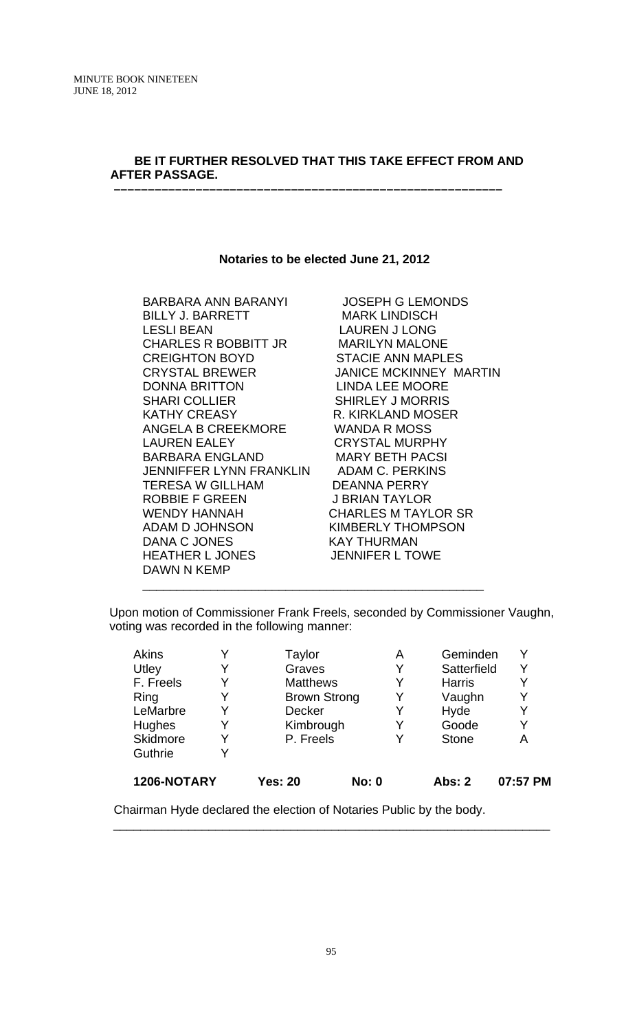**BE IT FURTHER RESOLVED THAT THIS TAKE EFFECT FROM AND AFTER PASSAGE.**

---

**Notaries to be elected June 21, 2012**

BARBARA ANN BARANYI
BILLY J. BARRETT
LESLI BEAN
CHARLES R BOBBITT JR
CREIGHTON BOYD
CRYSTAL BREWER
DONNA BRITTON
SHARI COLLIER
KATHY CREASY
ANGELA B CREEKMORE
LAUREN EALEY
BARBARA ENGLAND
JENNIFFER LYNN FRANKLIN
TERESA W GILLHAM
ROBBIE F GREEN
WENDY HANNAH
ADAM D JOHNSON
DANA C JONES
HEATHER L JONES
DAWN N KEMP
JOSEPH G LEMONDS
MARK LINDISCH
LAUREN J LONG
MARILYN MALONE
STACIE ANN MAPLES
JANICE MCKINNEY MARTIN
LINDA LEE MOORE
SHIRLEY J MORRIS
R. KIRKLAND MOSER
WANDA R MOSS
CRYSTAL MURPHY
MARY BETH PACSI
ADAM C. PERKINS
DEANNA PERRY
J BRIAN TAYLOR
CHARLES M TAYLOR SR
KIMBERLY THOMPSON
KAY THURMAN
JENNIFER L TOWE

---

Upon motion of Commissioner Frank Freels, seconded by Commissioner Vaughn, voting was recorded in the following manner:

| | | | | | |
|---|---|---|---|---|---|
| Akins | Y | Taylor | A | Geminden | Y |
| Utley | Y | Graves | Y | Satterfield | Y |
| F. Freels | Y | Matthews | Y | Harris | Y |
| Ring | Y | Brown Strong | Y | Vaughn | Y |
| LeMarbre | Y | Decker | Y | Hyde | Y |
| Hughes | Y | Kimbrough | Y | Goode | Y |
| Skidmore | Y | P. Freels | Y | Stone | A |
| Guthrie | Y | | | | |
| **1206-NOTARY** | | **Yes: 20** | **No: 0** | **Abs: 2** | **07:57 PM** |

Chairman Hyde declared the election of Notaries Public by the body.

---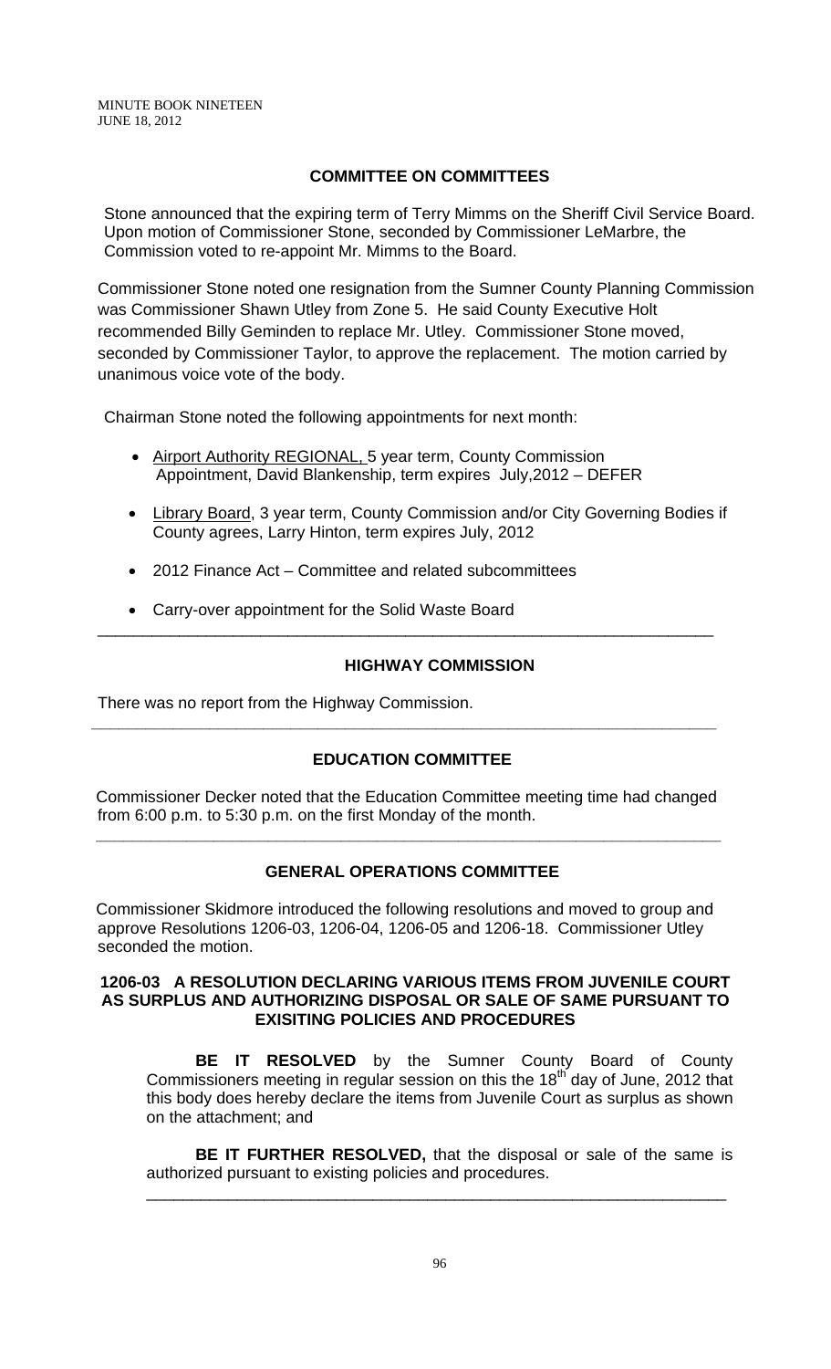## COMMITTEE ON COMMITTEES

Stone announced that the expiring term of Terry Mimms on the Sheriff Civil Service Board. Upon motion of Commissioner Stone, seconded by Commissioner LeMarbre, the Commission voted to re-appoint Mr. Mimms to the Board.

Commissioner Stone noted one resignation from the Sumner County Planning Commission was Commissioner Shawn Utley from Zone 5. He said County Executive Holt recommended Billy Geminden to replace Mr. Utley. Commissioner Stone moved, seconded by Commissioner Taylor, to approve the replacement. The motion carried by unanimous voice vote of the body.

Chairman Stone noted the following appointments for next month:

- Airport Authority REGIONAL, 5 year term, County Commission Appointment, David Blankenship, term expires July,2012 – DEFER
- Library Board, 3 year term, County Commission and/or City Governing Bodies if County agrees, Larry Hinton, term expires July, 2012
- 2012 Finance Act – Committee and related subcommittees
- Carry-over appointment for the Solid Waste Board

---

## HIGHWAY COMMISSION

There was no report from the Highway Commission.

---

## EDUCATION COMMITTEE

Commissioner Decker noted that the Education Committee meeting time had changed from 6:00 p.m. to 5:30 p.m. on the first Monday of the month.

---

## GENERAL OPERATIONS COMMITTEE

Commissioner Skidmore introduced the following resolutions and moved to group and approve Resolutions 1206-03, 1206-04, 1206-05 and 1206-18. Commissioner Utley seconded the motion.

### 1206-03 A RESOLUTION DECLARING VARIOUS ITEMS FROM JUVENILE COURT AS SURPLUS AND AUTHORIZING DISPOSAL OR SALE OF SAME PURSUANT TO EXISITING POLICIES AND PROCEDURES

**BE IT RESOLVED** by the Sumner County Board of County Commissioners meeting in regular session on this the 18th day of June, 2012 that this body does hereby declare the items from Juvenile Court as surplus as shown on the attachment; and

**BE IT FURTHER RESOLVED,** that the disposal or sale of the same is authorized pursuant to existing policies and procedures.

---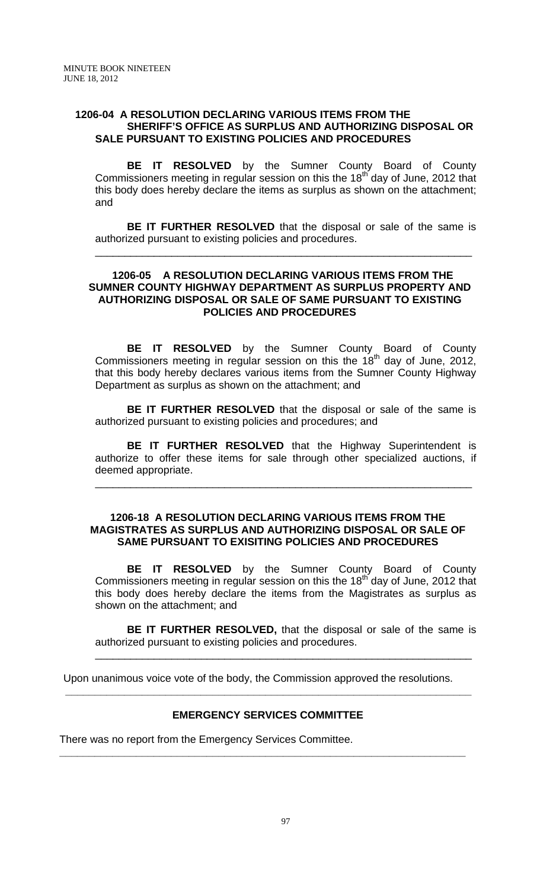**1206-04 A RESOLUTION DECLARING VARIOUS ITEMS FROM THE SHERIFF'S OFFICE AS SURPLUS AND AUTHORIZING DISPOSAL OR SALE PURSUANT TO EXISTING POLICIES AND PROCEDURES**

**BE IT RESOLVED** by the Sumner County Board of County Commissioners meeting in regular session on this the 18th day of June, 2012 that this body does hereby declare the items as surplus as shown on the attachment; and

**BE IT FURTHER RESOLVED** that the disposal or sale of the same is authorized pursuant to existing policies and procedures.

---

**1206-05 A RESOLUTION DECLARING VARIOUS ITEMS FROM THE SUMNER COUNTY HIGHWAY DEPARTMENT AS SURPLUS PROPERTY AND AUTHORIZING DISPOSAL OR SALE OF SAME PURSUANT TO EXISTING POLICIES AND PROCEDURES**

**BE IT RESOLVED** by the Sumner County Board of County Commissioners meeting in regular session on this the 18th day of June, 2012, that this body hereby declares various items from the Sumner County Highway Department as surplus as shown on the attachment; and

**BE IT FURTHER RESOLVED** that the disposal or sale of the same is authorized pursuant to existing policies and procedures; and

**BE IT FURTHER RESOLVED** that the Highway Superintendent is authorize to offer these items for sale through other specialized auctions, if deemed appropriate.

---

**1206-18 A RESOLUTION DECLARING VARIOUS ITEMS FROM THE MAGISTRATES AS SURPLUS AND AUTHORIZING DISPOSAL OR SALE OF SAME PURSUANT TO EXISITING POLICIES AND PROCEDURES**

**BE IT RESOLVED** by the Sumner County Board of County Commissioners meeting in regular session on this the 18th day of June, 2012 that this body does hereby declare the items from the Magistrates as surplus as shown on the attachment; and

**BE IT FURTHER RESOLVED,** that the disposal or sale of the same is authorized pursuant to existing policies and procedures.

---

Upon unanimous voice vote of the body, the Commission approved the resolutions.

---

**EMERGENCY SERVICES COMMITTEE**

There was no report from the Emergency Services Committee.

---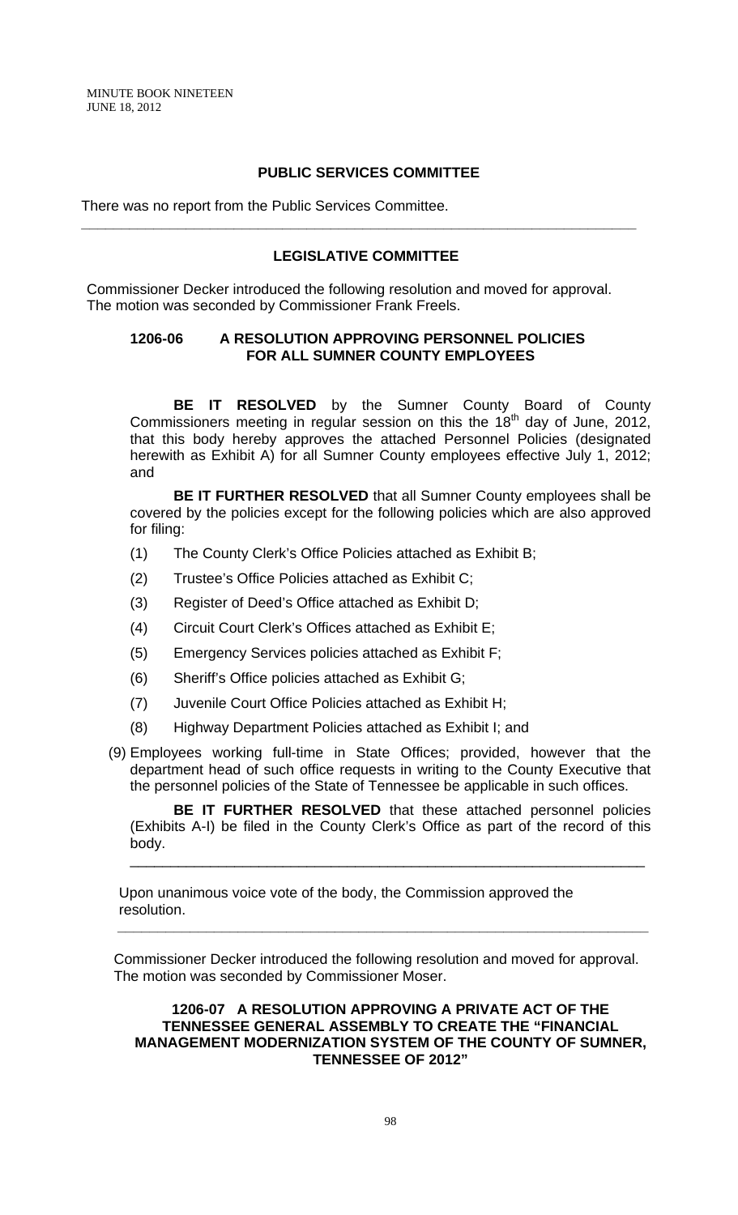## PUBLIC SERVICES COMMITTEE

There was no report from the Public Services Committee.

---

## LEGISLATIVE COMMITTEE

Commissioner Decker introduced the following resolution and moved for approval. The motion was seconded by Commissioner Frank Freels.

### 1206-06 A RESOLUTION APPROVING PERSONNEL POLICIES FOR ALL SUMNER COUNTY EMPLOYEES

**BE IT RESOLVED** by the Sumner County Board of County Commissioners meeting in regular session on this the 18th day of June, 2012, that this body hereby approves the attached Personnel Policies (designated herewith as Exhibit A) for all Sumner County employees effective July 1, 2012; and

**BE IT FURTHER RESOLVED** that all Sumner County employees shall be covered by the policies except for the following policies which are also approved for filing:

(1) The County Clerk's Office Policies attached as Exhibit B;

(2) Trustee's Office Policies attached as Exhibit C;

(3) Register of Deed's Office attached as Exhibit D;

(4) Circuit Court Clerk's Offices attached as Exhibit E;

(5) Emergency Services policies attached as Exhibit F;

(6) Sheriff's Office policies attached as Exhibit G;

(7) Juvenile Court Office Policies attached as Exhibit H;

(8) Highway Department Policies attached as Exhibit I; and

(9) Employees working full-time in State Offices; provided, however that the department head of such office requests in writing to the County Executive that the personnel policies of the State of Tennessee be applicable in such offices.

**BE IT FURTHER RESOLVED** that these attached personnel policies (Exhibits A-I) be filed in the County Clerk's Office as part of the record of this body.

---

Upon unanimous voice vote of the body, the Commission approved the resolution.

---

Commissioner Decker introduced the following resolution and moved for approval. The motion was seconded by Commissioner Moser.

### 1206-07 A RESOLUTION APPROVING A PRIVATE ACT OF THE TENNESSEE GENERAL ASSEMBLY TO CREATE THE "FINANCIAL MANAGEMENT MODERNIZATION SYSTEM OF THE COUNTY OF SUMNER, TENNESSEE OF 2012"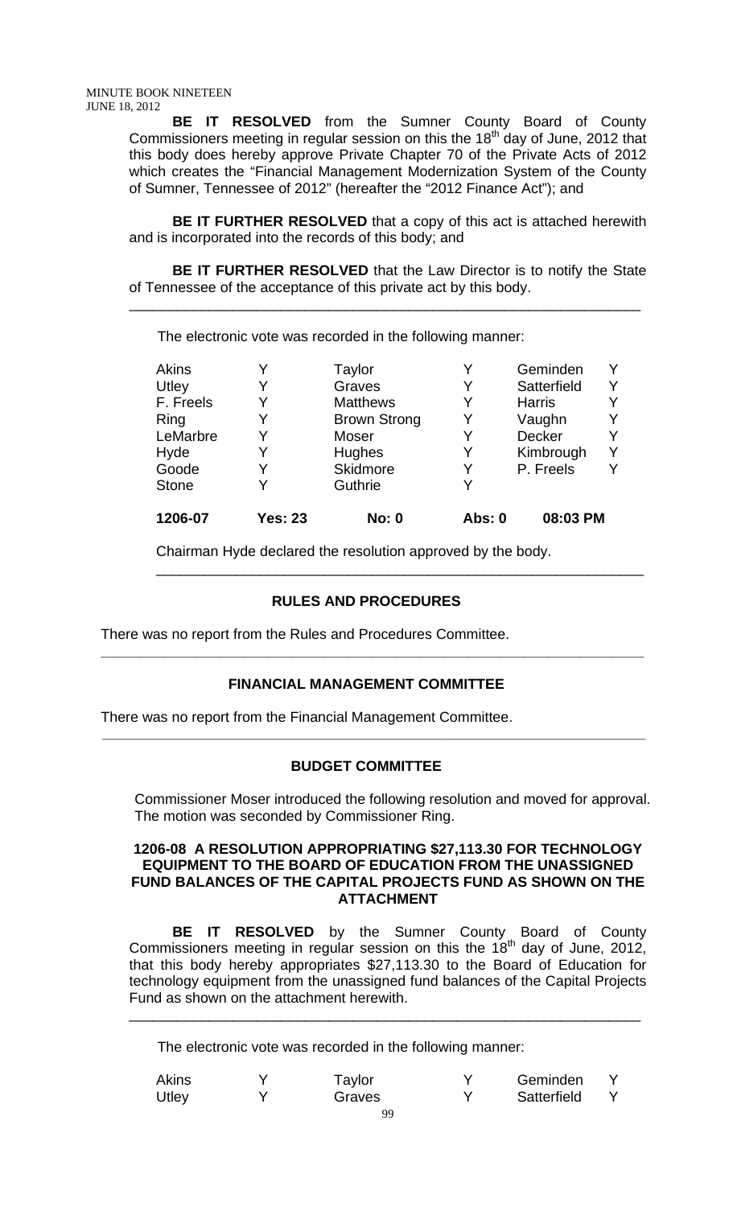**BE IT RESOLVED** from the Sumner County Board of County Commissioners meeting in regular session on this the 18th day of June, 2012 that this body does hereby approve Private Chapter 70 of the Private Acts of 2012 which creates the "Financial Management Modernization System of the County of Sumner, Tennessee of 2012" (hereafter the "2012 Finance Act"); and

**BE IT FURTHER RESOLVED** that a copy of this act is attached herewith and is incorporated into the records of this body; and

**BE IT FURTHER RESOLVED** that the Law Director is to notify the State of Tennessee of the acceptance of this private act by this body.

---

The electronic vote was recorded in the following manner:

| | | | | | |
|---|---|---|---|---|---|
| Akins | Y | Taylor | Y | Geminden | Y |
| Utley | Y | Graves | Y | Satterfield | Y |
| F. Freels | Y | Matthews | Y | Harris | Y |
| Ring | Y | Brown Strong | Y | Vaughn | Y |
| LeMarbre | Y | Moser | Y | Decker | Y |
| Hyde | Y | Hughes | Y | Kimbrough | Y |
| Goode | Y | Skidmore | Y | P. Freels | Y |
| Stone | Y | Guthrie | Y | | |
| **1206-07** | **Yes: 23** | **No: 0** | **Abs: 0** | **08:03 PM** | |

Chairman Hyde declared the resolution approved by the body.

---

## RULES AND PROCEDURES

There was no report from the Rules and Procedures Committee.

---

## FINANCIAL MANAGEMENT COMMITTEE

There was no report from the Financial Management Committee.

---

## BUDGET COMMITTEE

Commissioner Moser introduced the following resolution and moved for approval. The motion was seconded by Commissioner Ring.

**1206-08 A RESOLUTION APPROPRIATING $27,113.30 FOR TECHNOLOGY EQUIPMENT TO THE BOARD OF EDUCATION FROM THE UNASSIGNED FUND BALANCES OF THE CAPITAL PROJECTS FUND AS SHOWN ON THE ATTACHMENT**

**BE IT RESOLVED** by the Sumner County Board of County Commissioners meeting in regular session on this the 18th day of June, 2012, that this body hereby appropriates $27,113.30 to the Board of Education for technology equipment from the unassigned fund balances of the Capital Projects Fund as shown on the attachment herewith.

---

The electronic vote was recorded in the following manner:

| | | | | | |
|---|---|---|---|---|---|
| Akins | Y | Taylor | Y | Geminden | Y |
| Utley | Y | Graves | Y | Satterfield | Y |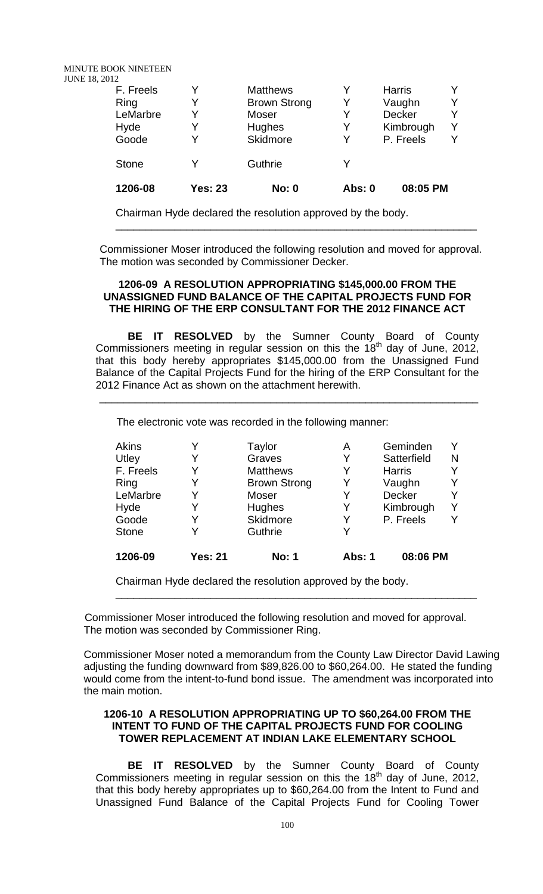| | | | | | |
|---|---|---|---|---|---|
| F. Freels | Y | Matthews | Y | Harris | Y |
| Ring | Y | Brown Strong | Y | Vaughn | Y |
| LeMarbre | Y | Moser | Y | Decker | Y |
| Hyde | Y | Hughes | Y | Kimbrough | Y |
| Goode | Y | Skidmore | Y | P. Freels | Y |
| Stone | Y | Guthrie | Y | | |
| **1206-08** | **Yes: 23** | **No: 0** | **Abs: 0** | **08:05 PM** | |

Chairman Hyde declared the resolution approved by the body.

---

Commissioner Moser introduced the following resolution and moved for approval. The motion was seconded by Commissioner Decker.

**1206-09 A RESOLUTION APPROPRIATING $145,000.00 FROM THE UNASSIGNED FUND BALANCE OF THE CAPITAL PROJECTS FUND FOR THE HIRING OF THE ERP CONSULTANT FOR THE 2012 FINANCE ACT**

**BE IT RESOLVED** by the Sumner County Board of County Commissioners meeting in regular session on this the 18th day of June, 2012, that this body hereby appropriates $145,000.00 from the Unassigned Fund Balance of the Capital Projects Fund for the hiring of the ERP Consultant for the 2012 Finance Act as shown on the attachment herewith.

---

The electronic vote was recorded in the following manner:

| | | | | | |
|---|---|---|---|---|---|
| Akins | Y | Taylor | A | Geminden | Y |
| Utley | Y | Graves | Y | Satterfield | N |
| F. Freels | Y | Matthews | Y | Harris | Y |
| Ring | Y | Brown Strong | Y | Vaughn | Y |
| LeMarbre | Y | Moser | Y | Decker | Y |
| Hyde | Y | Hughes | Y | Kimbrough | Y |
| Goode | Y | Skidmore | Y | P. Freels | Y |
| Stone | Y | Guthrie | Y | | |
| **1206-09** | **Yes: 21** | **No: 1** | **Abs: 1** | **08:06 PM** | |

Chairman Hyde declared the resolution approved by the body.

---

Commissioner Moser introduced the following resolution and moved for approval. The motion was seconded by Commissioner Ring.

Commissioner Moser noted a memorandum from the County Law Director David Lawing adjusting the funding downward from $89,826.00 to $60,264.00. He stated the funding would come from the intent-to-fund bond issue. The amendment was incorporated into the main motion.

**1206-10 A RESOLUTION APPROPRIATING UP TO $60,264.00 FROM THE INTENT TO FUND OF THE CAPITAL PROJECTS FUND FOR COOLING TOWER REPLACEMENT AT INDIAN LAKE ELEMENTARY SCHOOL**

**BE IT RESOLVED** by the Sumner County Board of County Commissioners meeting in regular session on this the 18th day of June, 2012, that this body hereby appropriates up to $60,264.00 from the Intent to Fund and Unassigned Fund Balance of the Capital Projects Fund for Cooling Tower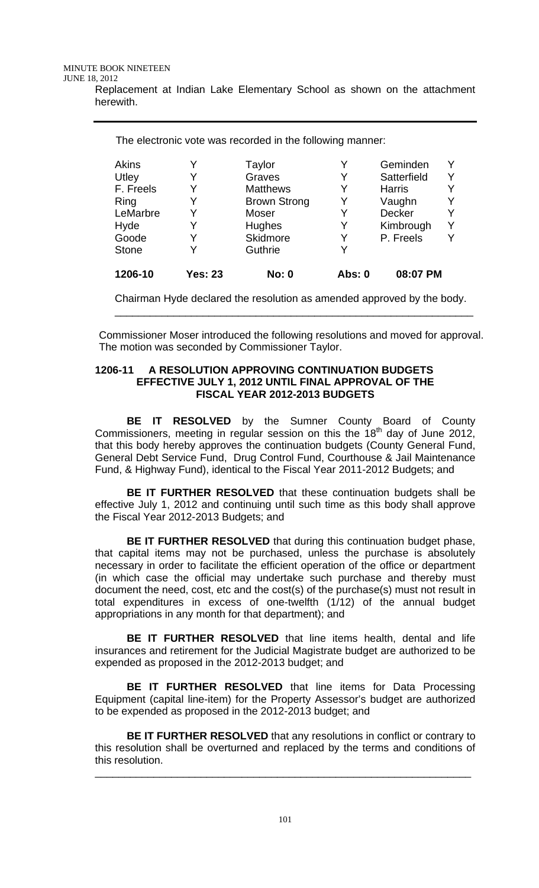Replacement at Indian Lake Elementary School as shown on the attachment herewith.

---

The electronic vote was recorded in the following manner:

| | | | | | |
|---|---|---|---|---|---|
| Akins | Y | Taylor | Y | Geminden | Y |
| Utley | Y | Graves | Y | Satterfield | Y |
| F. Freels | Y | Matthews | Y | Harris | Y |
| Ring | Y | Brown Strong | Y | Vaughn | Y |
| LeMarbre | Y | Moser | Y | Decker | Y |
| Hyde | Y | Hughes | Y | Kimbrough | Y |
| Goode | Y | Skidmore | Y | P. Freels | Y |
| Stone | Y | Guthrie | Y | | |
| **1206-10** | **Yes: 23** | **No: 0** | **Abs: 0** | **08:07 PM** | |

Chairman Hyde declared the resolution as amended approved by the body.

---

Commissioner Moser introduced the following resolutions and moved for approval. The motion was seconded by Commissioner Taylor.

**1206-11 A RESOLUTION APPROVING CONTINUATION BUDGETS EFFECTIVE JULY 1, 2012 UNTIL FINAL APPROVAL OF THE FISCAL YEAR 2012-2013 BUDGETS**

**BE IT RESOLVED** by the Sumner County Board of County Commissioners, meeting in regular session on this the 18th day of June 2012, that this body hereby approves the continuation budgets (County General Fund, General Debt Service Fund, Drug Control Fund, Courthouse & Jail Maintenance Fund, & Highway Fund), identical to the Fiscal Year 2011-2012 Budgets; and

**BE IT FURTHER RESOLVED** that these continuation budgets shall be effective July 1, 2012 and continuing until such time as this body shall approve the Fiscal Year 2012-2013 Budgets; and

**BE IT FURTHER RESOLVED** that during this continuation budget phase, that capital items may not be purchased, unless the purchase is absolutely necessary in order to facilitate the efficient operation of the office or department (in which case the official may undertake such purchase and thereby must document the need, cost, etc and the cost(s) of the purchase(s) must not result in total expenditures in excess of one-twelfth (1/12) of the annual budget appropriations in any month for that department); and

**BE IT FURTHER RESOLVED** that line items health, dental and life insurances and retirement for the Judicial Magistrate budget are authorized to be expended as proposed in the 2012-2013 budget; and

**BE IT FURTHER RESOLVED** that line items for Data Processing Equipment (capital line-item) for the Property Assessor's budget are authorized to be expended as proposed in the 2012-2013 budget; and

**BE IT FURTHER RESOLVED** that any resolutions in conflict or contrary to this resolution shall be overturned and replaced by the terms and conditions of this resolution.

---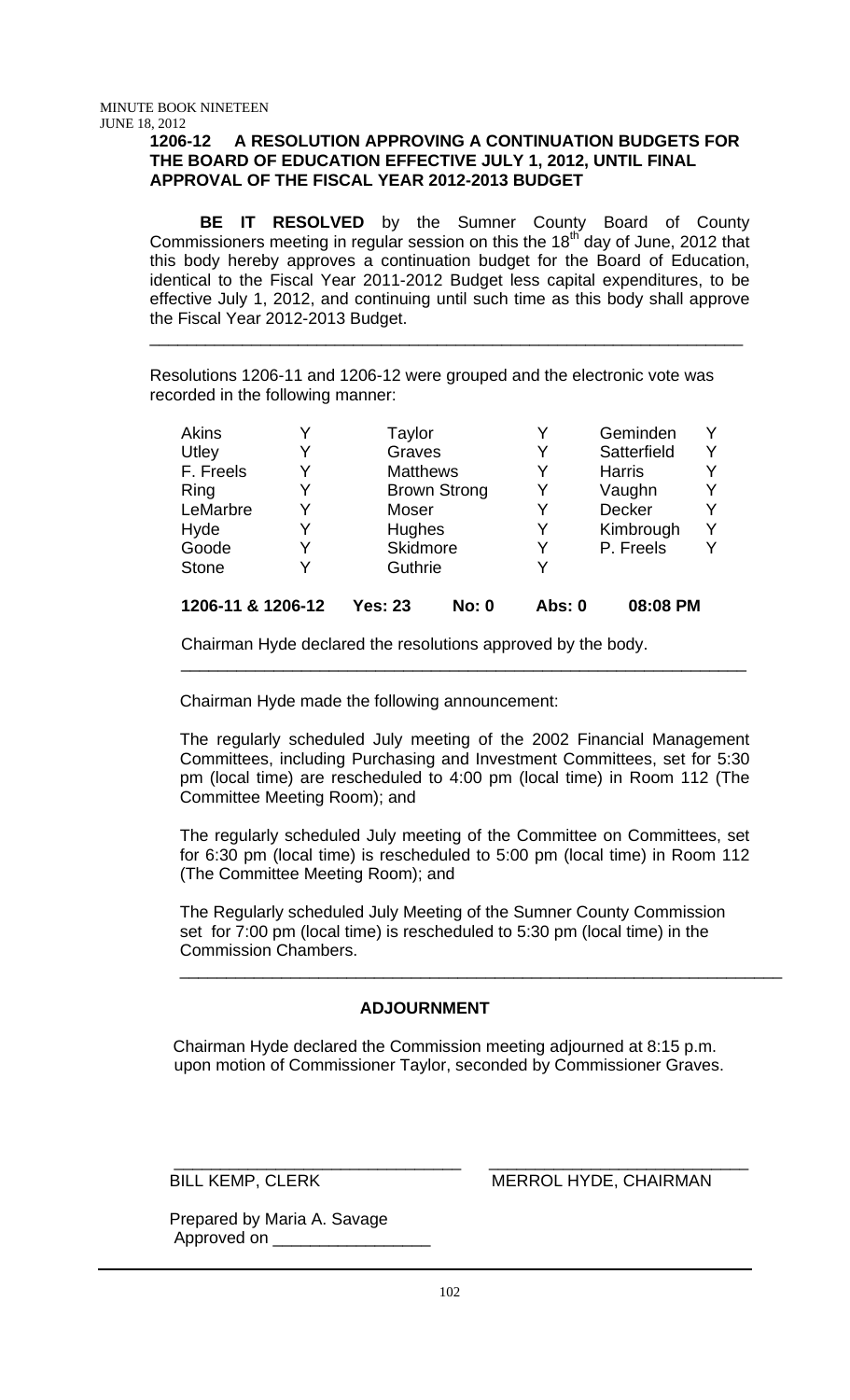**1206-12 A RESOLUTION APPROVING A CONTINUATION BUDGETS FOR THE BOARD OF EDUCATION EFFECTIVE JULY 1, 2012, UNTIL FINAL APPROVAL OF THE FISCAL YEAR 2012-2013 BUDGET**

**BE IT RESOLVED** by the Sumner County Board of County Commissioners meeting in regular session on this the 18th day of June, 2012 that this body hereby approves a continuation budget for the Board of Education, identical to the Fiscal Year 2011-2012 Budget less capital expenditures, to be effective July 1, 2012, and continuing until such time as this body shall approve the Fiscal Year 2012-2013 Budget.

---

Resolutions 1206-11 and 1206-12 were grouped and the electronic vote was recorded in the following manner:

| | | | | | |
|---|---|---|---|---|---|
| Akins | Y | Taylor | Y | Geminden | Y |
| Utley | Y | Graves | Y | Satterfield | Y |
| F. Freels | Y | Matthews | Y | Harris | Y |
| Ring | Y | Brown Strong | Y | Vaughn | Y |
| LeMarbre | Y | Moser | Y | Decker | Y |
| Hyde | Y | Hughes | Y | Kimbrough | Y |
| Goode | Y | Skidmore | Y | P. Freels | Y |
| Stone | Y | Guthrie | Y | | |

**1206-11 & 1206-12 Yes: 23 No: 0 Abs: 0 08:08 PM**

Chairman Hyde declared the resolutions approved by the body.

---

Chairman Hyde made the following announcement:

The regularly scheduled July meeting of the 2002 Financial Management Committees, including Purchasing and Investment Committees, set for 5:30 pm (local time) are rescheduled to 4:00 pm (local time) in Room 112 (The Committee Meeting Room); and

The regularly scheduled July meeting of the Committee on Committees, set for 6:30 pm (local time) is rescheduled to 5:00 pm (local time) in Room 112 (The Committee Meeting Room); and

The Regularly scheduled July Meeting of the Sumner County Commission set for 7:00 pm (local time) is rescheduled to 5:30 pm (local time) in the Commission Chambers.

---

**ADJOURNMENT**

Chairman Hyde declared the Commission meeting adjourned at 8:15 p.m. upon motion of Commissioner Taylor, seconded by Commissioner Graves.

\_\_\_\_\_\_\_\_\_\_\_\_\_\_\_\_\_\_\_\_\_\_\_\_\_\_\_\_\_\_\_\_ \_\_\_\_\_\_\_\_\_\_\_\_\_\_\_\_\_\_\_\_\_\_\_\_\_\_\_\_\_\_\_\_

BILL KEMP, CLERK MERROL HYDE, CHAIRMAN

Prepared by Maria A. Savage
Approved on \_\_\_\_\_\_\_\_\_\_\_\_\_\_\_\_\_